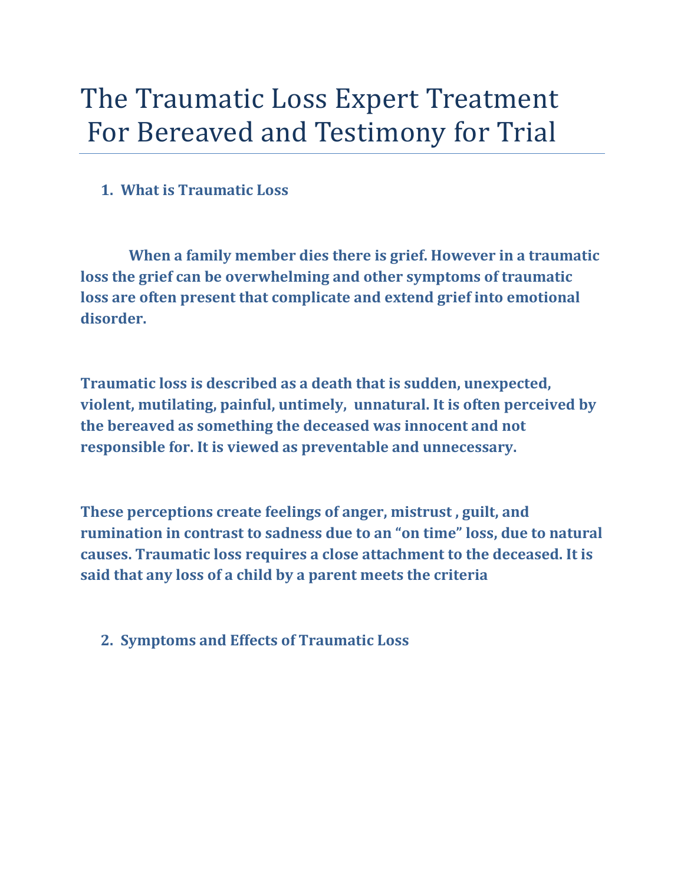# The Traumatic Loss Expert Treatment For Bereaved and Testimony for Trial

## 1. What is Traumatic Loss

**When a family member dies there is grief. However in a traumatic loss the grief can be overwhelming and other symptoms of traumatic loss are often present that complicate and extend grief into emotional disorder.**

**Traumatic loss is described as a death that is sudden, unexpected, violent, mutilating, painful, untimely, unnatural. It is often perceived by the bereaved as something the deceased was innocent and not responsible for. It is viewed as preventable and unnecessary.**

**These perceptions create feelings of anger, mistrust , guilt, and rumination in contrast to sadness due to an "on time" loss, due to natural causes. Traumatic loss requires a close attachment to the deceased. It is said that any loss of a child by a parent meets the criteria**

## 2. Symptoms and Effects of Traumatic Loss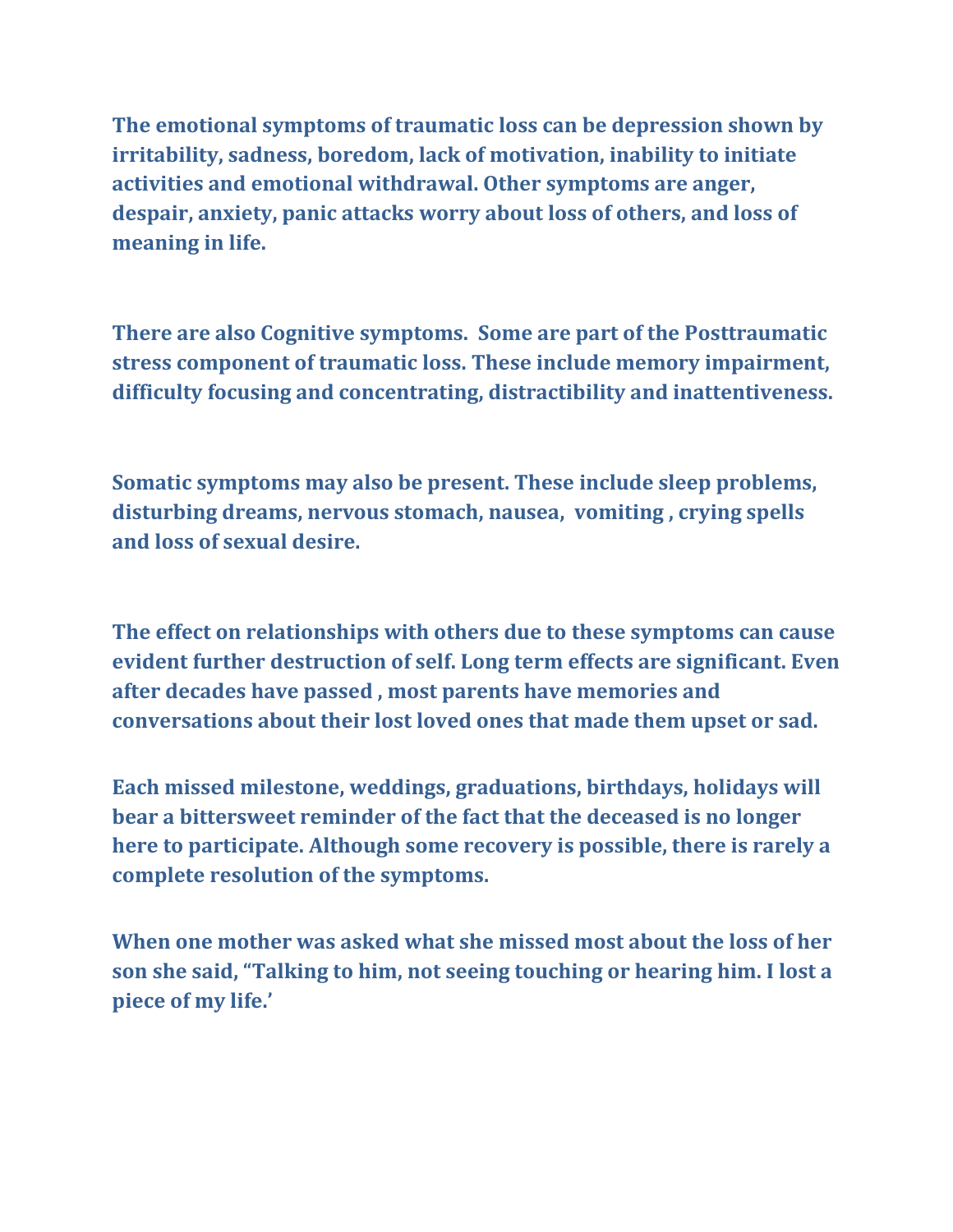**The emotional symptoms of traumatic loss can be depression shown by irritability, sadness, boredom, lack of motivation, inability to initiate activities and emotional withdrawal. Other symptoms are anger, despair, anxiety, panic attacks worry about loss of others, and loss of meaning in life.**

**There are also Cognitive symptoms.  Some are part of the Posttraumatic stress component of traumatic loss. These include memory impairment, difficulty focusing and concentrating, distractibility and inattentiveness.**

**Somatic symptoms may also be present. These include sleep problems, disturbing dreams, nervous stomach, nausea,  vomiting , crying spells and loss of sexual desire.**

**The effect on relationships with others due to these symptoms can cause evident further destruction of self. Long term effects are significant. Even after decades have passed , most parents have memories and conversations about their lost loved ones that made them upset or sad.**

**Each missed milestone, weddings, graduations, birthdays, holidays will bear a bittersweet reminder of the fact that the deceased is no longer here to participate. Although some recovery is possible, there is rarely a complete resolution of the symptoms.**

**When one mother was asked what she missed most about the loss of her son she said, "Talking to him, not seeing touching or hearing him. I lost a piece of my life.'**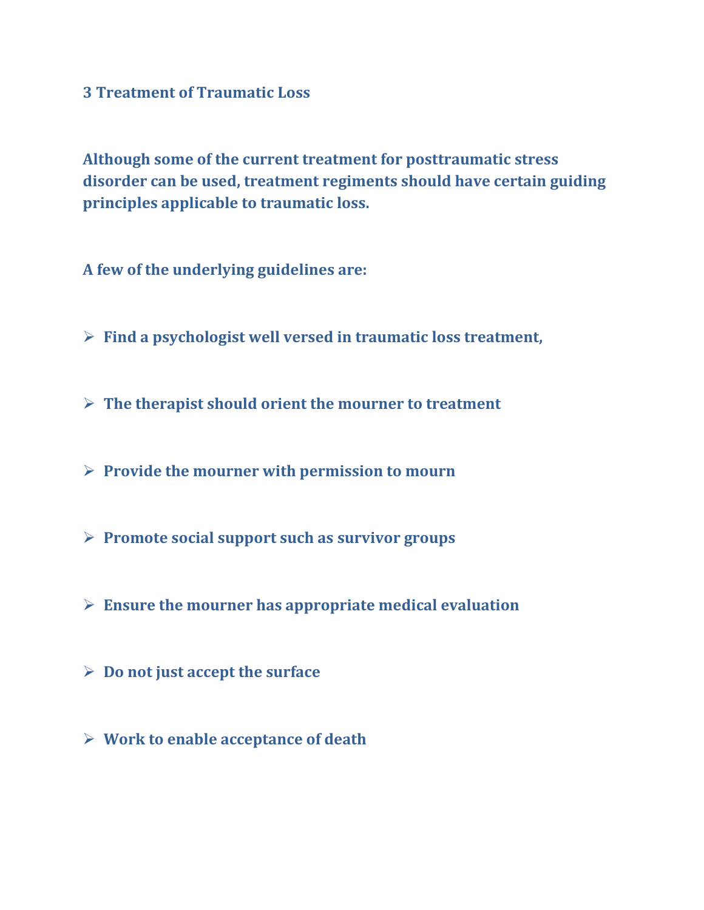## 3 Treatment of Traumatic Loss

**Although some of the current treatment for posttraumatic stress disorder can be used, treatment regiments should have certain guiding principles applicable to traumatic loss.**

**A few of the underlying guidelines are:**

- **Find a psychologist well versed in traumatic loss treatment,**
- **The therapist should orient the mourner to treatment**
- **Provide the mourner with permission to mourn**
- **Promote social support such as survivor groups**
- **Ensure the mourner has appropriate medical evaluation**
- **Do not just accept the surface**
- **Work to enable acceptance of death**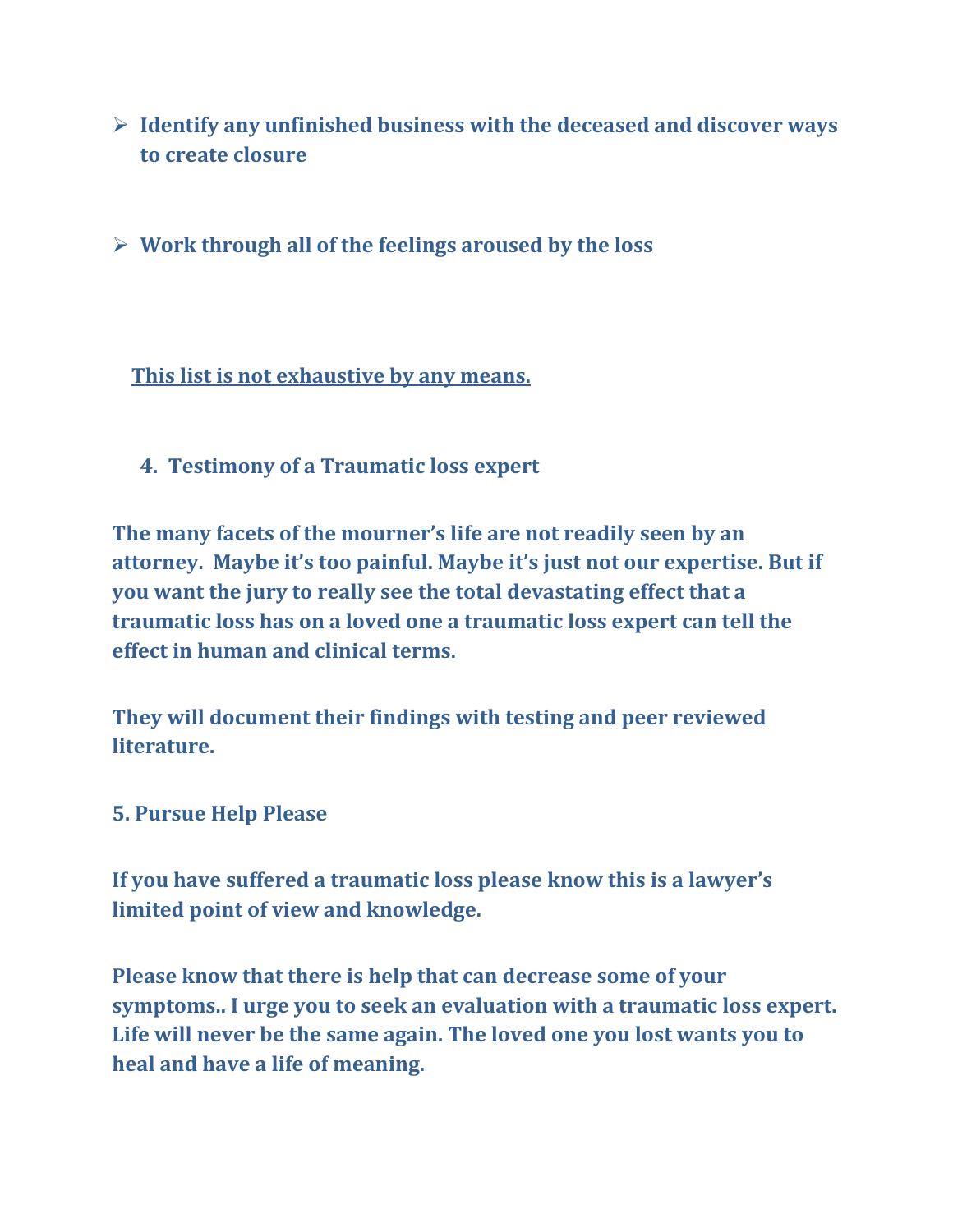- **Identify any unfinished business with the deceased and discover ways to create closure**

- **Work through all of the feelings aroused by the loss**

**<u>This list is not exhaustive by any means.</u>**

**4. Testimony of a Traumatic loss expert**

**The many facets of the mourner's life are not readily seen by an attorney. Maybe it's too painful. Maybe it's just not our expertise. But if you want the jury to really see the total devastating effect that a traumatic loss has on a loved one a traumatic loss expert can tell the effect in human and clinical terms.**

**They will document their findings with testing and peer reviewed literature.**

**5. Pursue Help Please**

**If you have suffered a traumatic loss please know this is a lawyer's limited point of view and knowledge.**

**Please know that there is help that can decrease some of your symptoms.. I urge you to seek an evaluation with a traumatic loss expert. Life will never be the same again. The loved one you lost wants you to heal and have a life of meaning.**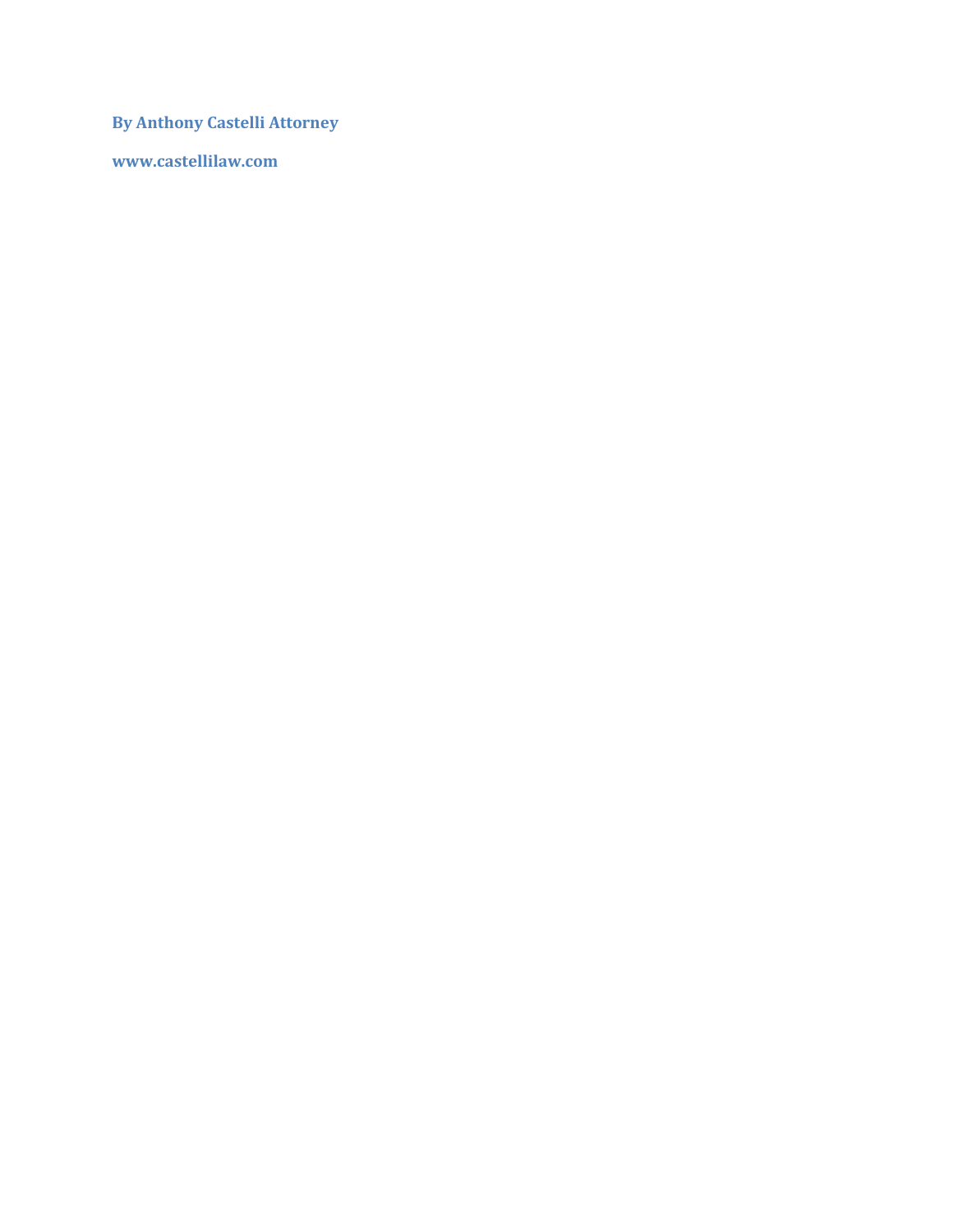**By Anthony Castelli Attorney**

**www.castellilaw.com**